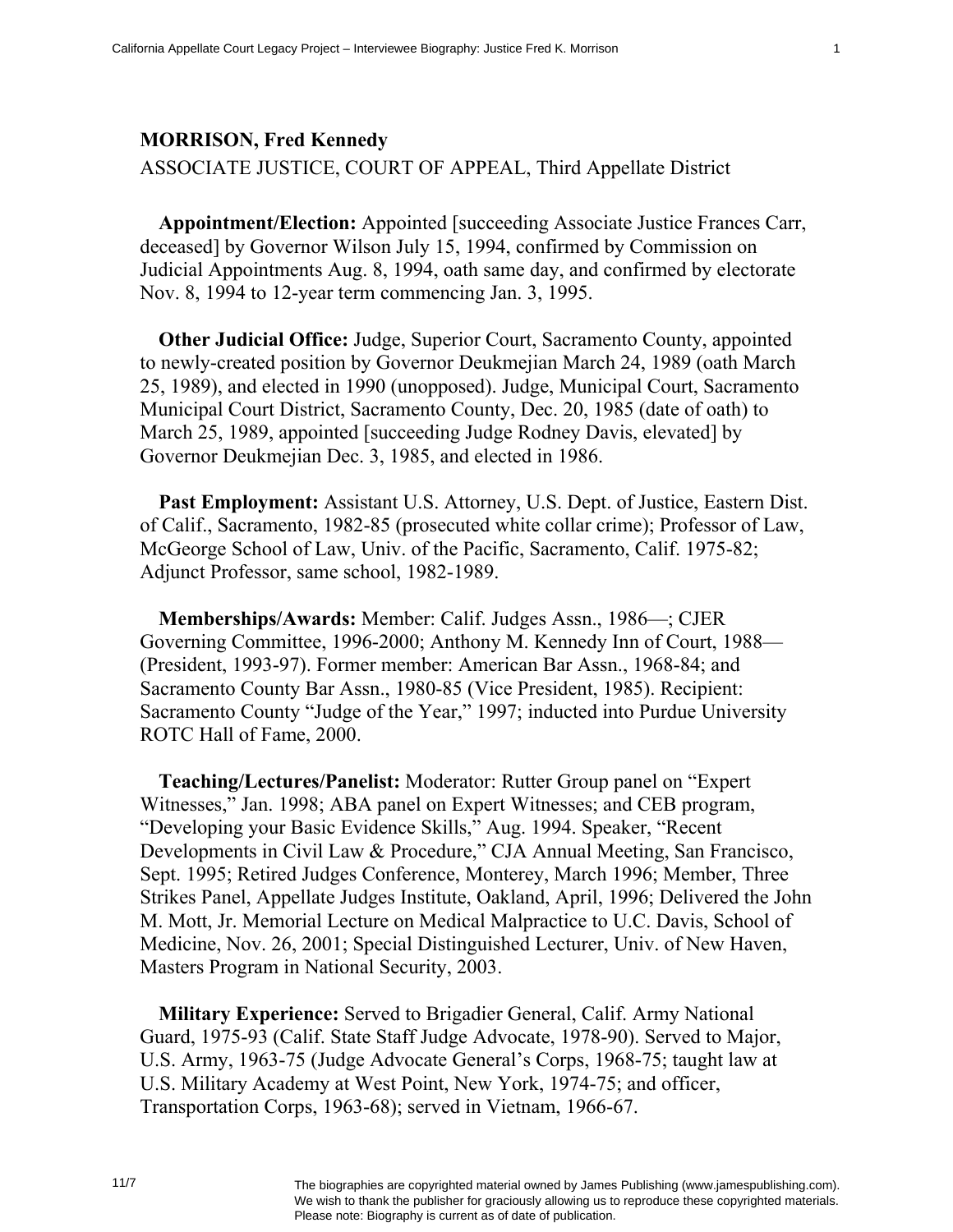**MORRISON, Fred Kennedy**

ASSOCIATE JUSTICE, COURT OF APPEAL, Third Appellate District

**Appointment/Election:** Appointed [succeeding Associate Justice Frances Carr, deceased] by Governor Wilson July 15, 1994, confirmed by Commission on Judicial Appointments Aug. 8, 1994, oath same day, and confirmed by electorate Nov. 8, 1994 to 12-year term commencing Jan. 3, 1995.

**Other Judicial Office:** Judge, Superior Court, Sacramento County, appointed to newly-created position by Governor Deukmejian March 24, 1989 (oath March 25, 1989), and elected in 1990 (unopposed). Judge, Municipal Court, Sacramento Municipal Court District, Sacramento County, Dec. 20, 1985 (date of oath) to March 25, 1989, appointed [succeeding Judge Rodney Davis, elevated] by Governor Deukmejian Dec. 3, 1985, and elected in 1986.

**Past Employment:** Assistant U.S. Attorney, U.S. Dept. of Justice, Eastern Dist. of Calif., Sacramento, 1982-85 (prosecuted white collar crime); Professor of Law, McGeorge School of Law, Univ. of the Pacific, Sacramento, Calif. 1975-82; Adjunct Professor, same school, 1982-1989.

**Memberships/Awards:** Member: Calif. Judges Assn., 1986—; CJER Governing Committee, 1996-2000; Anthony M. Kennedy Inn of Court, 1988—(President, 1993-97). Former member: American Bar Assn., 1968-84; and Sacramento County Bar Assn., 1980-85 (Vice President, 1985). Recipient: Sacramento County "Judge of the Year," 1997; inducted into Purdue University ROTC Hall of Fame, 2000.

**Teaching/Lectures/Panelist:** Moderator: Rutter Group panel on "Expert Witnesses," Jan. 1998; ABA panel on Expert Witnesses; and CEB program, "Developing your Basic Evidence Skills," Aug. 1994. Speaker, "Recent Developments in Civil Law & Procedure," CJA Annual Meeting, San Francisco, Sept. 1995; Retired Judges Conference, Monterey, March 1996; Member, Three Strikes Panel, Appellate Judges Institute, Oakland, April, 1996; Delivered the John M. Mott, Jr. Memorial Lecture on Medical Malpractice to U.C. Davis, School of Medicine, Nov. 26, 2001; Special Distinguished Lecturer, Univ. of New Haven, Masters Program in National Security, 2003.

**Military Experience:** Served to Brigadier General, Calif. Army National Guard, 1975-93 (Calif. State Staff Judge Advocate, 1978-90). Served to Major, U.S. Army, 1963-75 (Judge Advocate General's Corps, 1968-75; taught law at U.S. Military Academy at West Point, New York, 1974-75; and officer, Transportation Corps, 1963-68); served in Vietnam, 1966-67.

The biographies are copyrighted material owned by James Publishing (www.jamespublishing.com). We wish to thank the publisher for graciously allowing us to reproduce these copyrighted materials. Please note: Biography is current as of date of publication.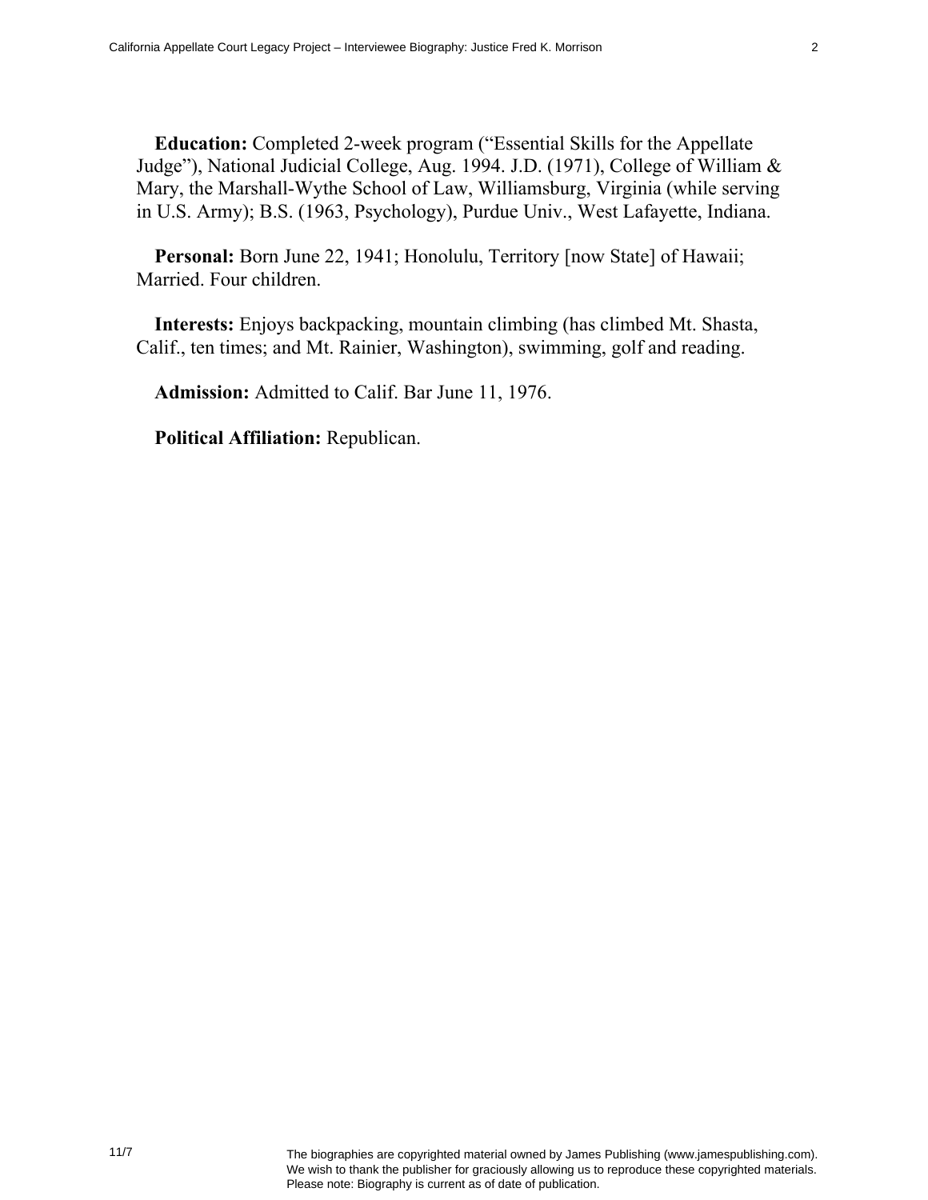**Education:** Completed 2-week program ("Essential Skills for the Appellate Judge"), National Judicial College, Aug. 1994. J.D. (1971), College of William & Mary, the Marshall-Wythe School of Law, Williamsburg, Virginia (while serving in U.S. Army); B.S. (1963, Psychology), Purdue Univ., West Lafayette, Indiana.

**Personal:** Born June 22, 1941; Honolulu, Territory [now State] of Hawaii; Married. Four children.

**Interests:** Enjoys backpacking, mountain climbing (has climbed Mt. Shasta, Calif., ten times; and Mt. Rainier, Washington), swimming, golf and reading.

**Admission:** Admitted to Calif. Bar June 11, 1976.

**Political Affiliation:** Republican.

11/7

The biographies are copyrighted material owned by James Publishing (www.jamespublishing.com). We wish to thank the publisher for graciously allowing us to reproduce these copyrighted materials. Please note: Biography is current as of date of publication.